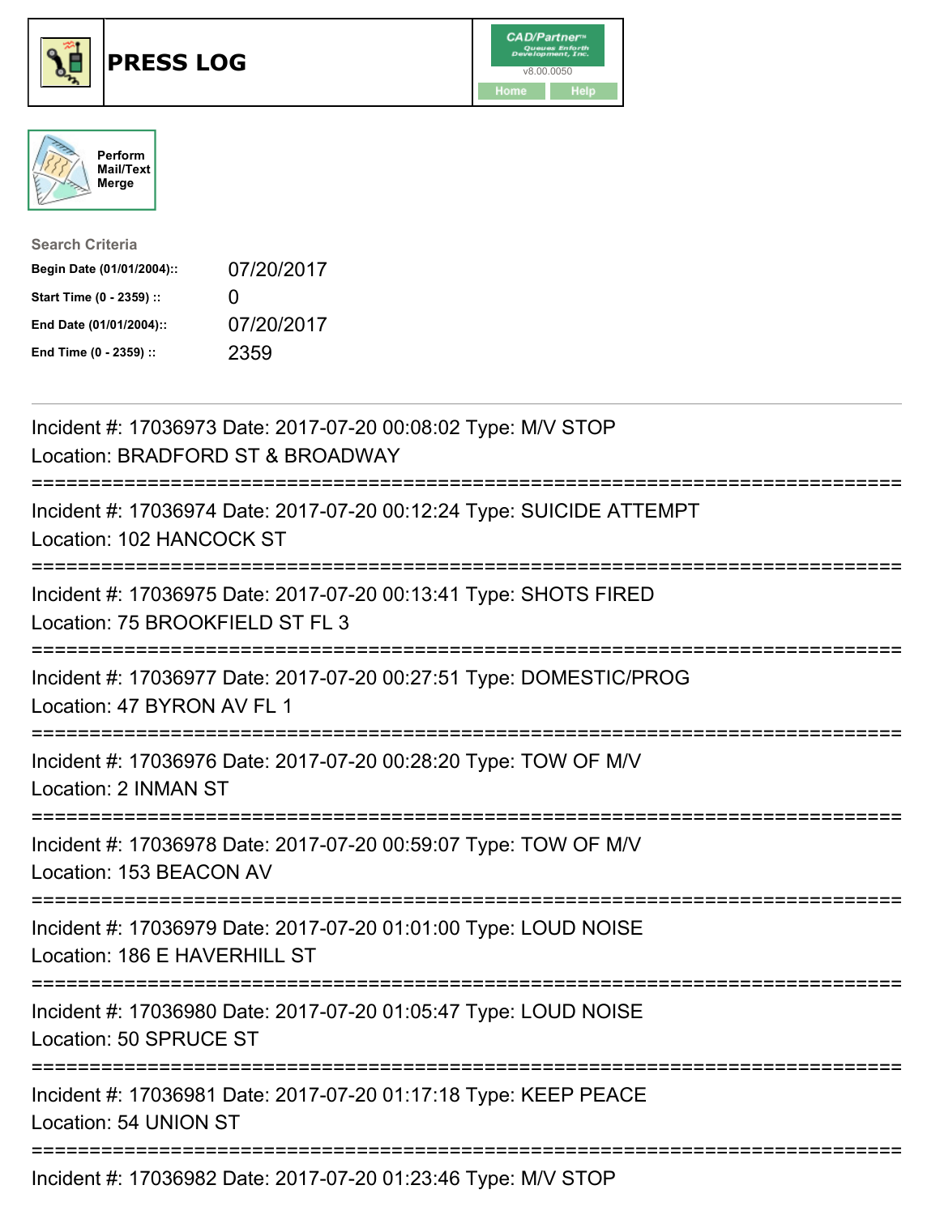# PRESS LOG

CAD/Partner
v8.00.0050
Home Help

Perform Mail/Text Merge

Search Criteria

| | |
|---|---|
| **Begin Date (01/01/2004)::** | 07/20/2017 |
| **Start Time (0 - 2359) ::** | 0 |
| **End Date (01/01/2004)::** | 07/20/2017 |
| **End Time (0 - 2359) ::** | 2359 |

---

Incident #: 17036973 Date: 2017-07-20 00:08:02 Type: M/V STOP
Location: BRADFORD ST & BROADWAY

===========================================================================

Incident #: 17036974 Date: 2017-07-20 00:12:24 Type: SUICIDE ATTEMPT
Location: 102 HANCOCK ST

===========================================================================

Incident #: 17036975 Date: 2017-07-20 00:13:41 Type: SHOTS FIRED
Location: 75 BROOKFIELD ST FL 3

===========================================================================

Incident #: 17036977 Date: 2017-07-20 00:27:51 Type: DOMESTIC/PROG
Location: 47 BYRON AV FL 1

===========================================================================

Incident #: 17036976 Date: 2017-07-20 00:28:20 Type: TOW OF M/V
Location: 2 INMAN ST

===========================================================================

Incident #: 17036978 Date: 2017-07-20 00:59:07 Type: TOW OF M/V
Location: 153 BEACON AV

===========================================================================

Incident #: 17036979 Date: 2017-07-20 01:01:00 Type: LOUD NOISE
Location: 186 E HAVERHILL ST

===========================================================================

Incident #: 17036980 Date: 2017-07-20 01:05:47 Type: LOUD NOISE
Location: 50 SPRUCE ST

===========================================================================

Incident #: 17036981 Date: 2017-07-20 01:17:18 Type: KEEP PEACE
Location: 54 UNION ST

===========================================================================

Incident #: 17036982 Date: 2017-07-20 01:23:46 Type: M/V STOP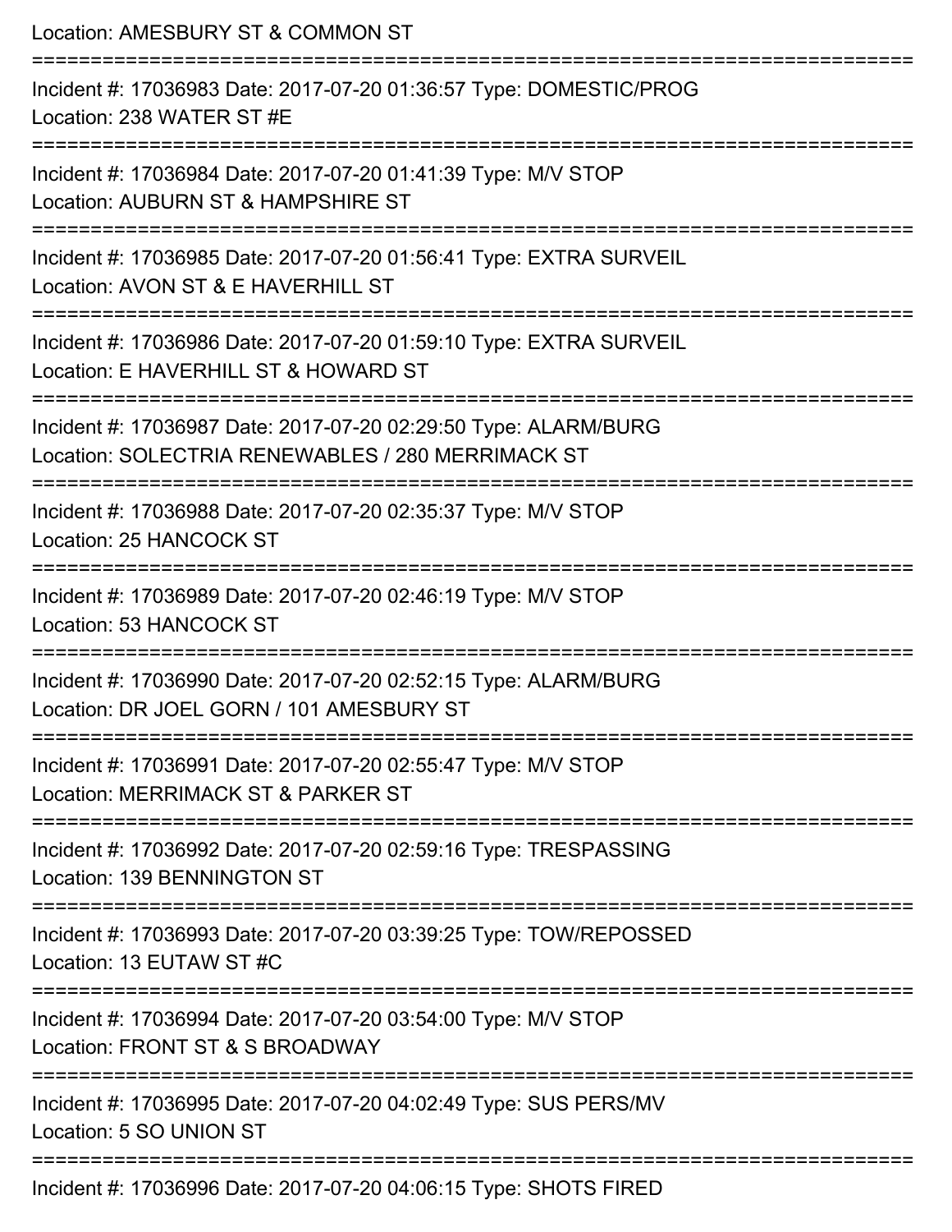Location: AMESBURY ST & COMMON ST

===========================================================================

Incident #: 17036983 Date: 2017-07-20 01:36:57 Type: DOMESTIC/PROG

Location: 238 WATER ST #E

===========================================================================

Incident #: 17036984 Date: 2017-07-20 01:41:39 Type: M/V STOP

Location: AUBURN ST & HAMPSHIRE ST

===========================================================================

Incident #: 17036985 Date: 2017-07-20 01:56:41 Type: EXTRA SURVEIL

Location: AVON ST & E HAVERHILL ST

===========================================================================

Incident #: 17036986 Date: 2017-07-20 01:59:10 Type: EXTRA SURVEIL

Location: E HAVERHILL ST & HOWARD ST

===========================================================================

Incident #: 17036987 Date: 2017-07-20 02:29:50 Type: ALARM/BURG

Location: SOLECTRIA RENEWABLES / 280 MERRIMACK ST

===========================================================================

Incident #: 17036988 Date: 2017-07-20 02:35:37 Type: M/V STOP

Location: 25 HANCOCK ST

===========================================================================

Incident #: 17036989 Date: 2017-07-20 02:46:19 Type: M/V STOP

Location: 53 HANCOCK ST

===========================================================================

Incident #: 17036990 Date: 2017-07-20 02:52:15 Type: ALARM/BURG

Location: DR JOEL GORN / 101 AMESBURY ST

===========================================================================

Incident #: 17036991 Date: 2017-07-20 02:55:47 Type: M/V STOP

Location: MERRIMACK ST & PARKER ST

===========================================================================

Incident #: 17036992 Date: 2017-07-20 02:59:16 Type: TRESPASSING

Location: 139 BENNINGTON ST

===========================================================================

Incident #: 17036993 Date: 2017-07-20 03:39:25 Type: TOW/REPOSSED

Location: 13 EUTAW ST #C

===========================================================================

Incident #: 17036994 Date: 2017-07-20 03:54:00 Type: M/V STOP

Location: FRONT ST & S BROADWAY

===========================================================================

Incident #: 17036995 Date: 2017-07-20 04:02:49 Type: SUS PERS/MV

Location: 5 SO UNION ST

===========================================================================

Incident #: 17036996 Date: 2017-07-20 04:06:15 Type: SHOTS FIRED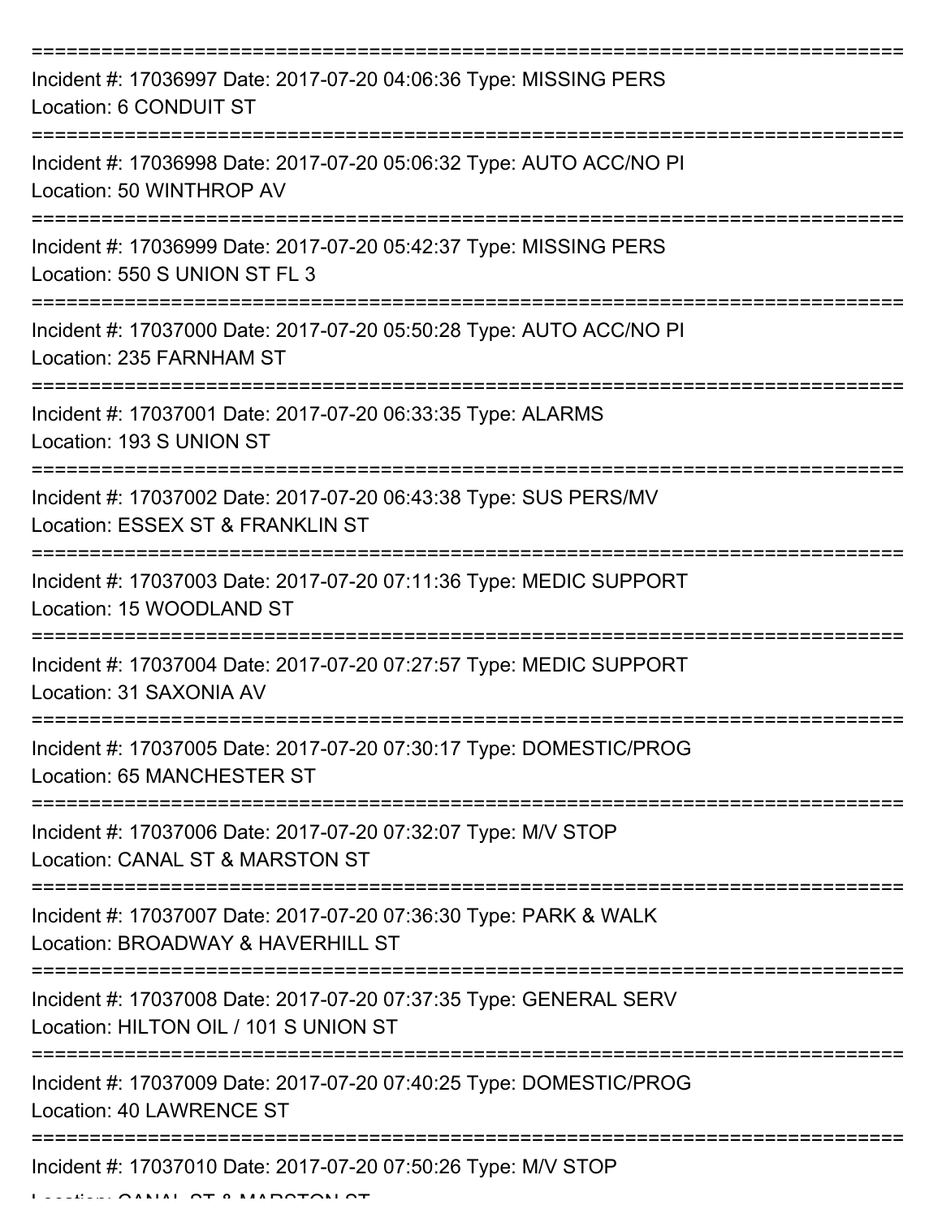Incident #: 17036997 Date: 2017-07-20 04:06:36 Type: MISSING PERS
Location: 6 CONDUIT ST

Incident #: 17036998 Date: 2017-07-20 05:06:32 Type: AUTO ACC/NO PI
Location: 50 WINTHROP AV

Incident #: 17036999 Date: 2017-07-20 05:42:37 Type: MISSING PERS
Location: 550 S UNION ST FL 3

Incident #: 17037000 Date: 2017-07-20 05:50:28 Type: AUTO ACC/NO PI
Location: 235 FARNHAM ST

Incident #: 17037001 Date: 2017-07-20 06:33:35 Type: ALARMS
Location: 193 S UNION ST

Incident #: 17037002 Date: 2017-07-20 06:43:38 Type: SUS PERS/MV
Location: ESSEX ST & FRANKLIN ST

Incident #: 17037003 Date: 2017-07-20 07:11:36 Type: MEDIC SUPPORT
Location: 15 WOODLAND ST

Incident #: 17037004 Date: 2017-07-20 07:27:57 Type: MEDIC SUPPORT
Location: 31 SAXONIA AV

Incident #: 17037005 Date: 2017-07-20 07:30:17 Type: DOMESTIC/PROG
Location: 65 MANCHESTER ST

Incident #: 17037006 Date: 2017-07-20 07:32:07 Type: M/V STOP
Location: CANAL ST & MARSTON ST

Incident #: 17037007 Date: 2017-07-20 07:36:30 Type: PARK & WALK
Location: BROADWAY & HAVERHILL ST

Incident #: 17037008 Date: 2017-07-20 07:37:35 Type: GENERAL SERV
Location: HILTON OIL / 101 S UNION ST

Incident #: 17037009 Date: 2017-07-20 07:40:25 Type: DOMESTIC/PROG
Location: 40 LAWRENCE ST

Incident #: 17037010 Date: 2017-07-20 07:50:26 Type: M/V STOP
Location: CANAL ST & MARSTON ST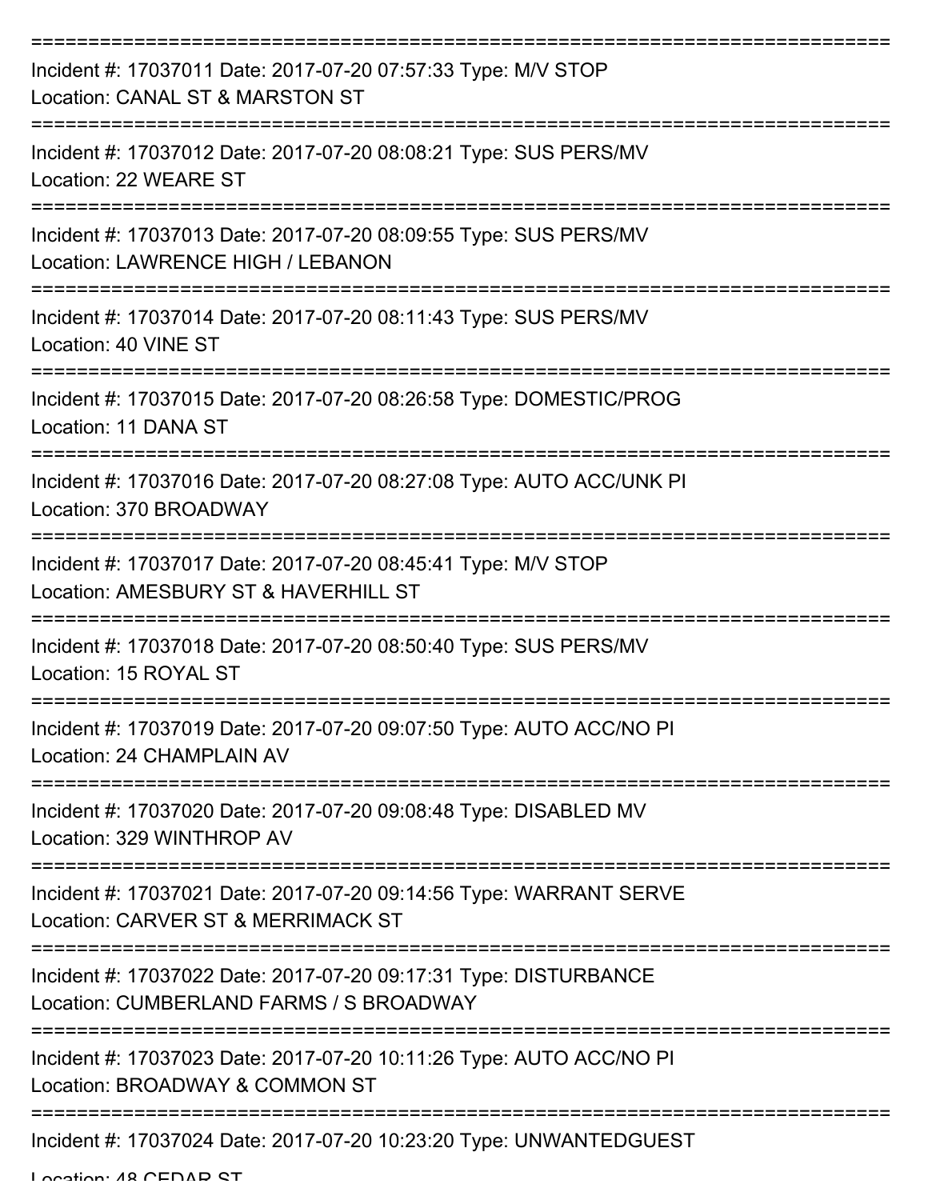===========================================================================

Incident #: 17037011 Date: 2017-07-20 07:57:33 Type: M/V STOP
Location: CANAL ST & MARSTON ST

===========================================================================

Incident #: 17037012 Date: 2017-07-20 08:08:21 Type: SUS PERS/MV
Location: 22 WEARE ST

===========================================================================

Incident #: 17037013 Date: 2017-07-20 08:09:55 Type: SUS PERS/MV
Location: LAWRENCE HIGH / LEBANON

===========================================================================

Incident #: 17037014 Date: 2017-07-20 08:11:43 Type: SUS PERS/MV
Location: 40 VINE ST

===========================================================================

Incident #: 17037015 Date: 2017-07-20 08:26:58 Type: DOMESTIC/PROG
Location: 11 DANA ST

===========================================================================

Incident #: 17037016 Date: 2017-07-20 08:27:08 Type: AUTO ACC/UNK PI
Location: 370 BROADWAY

===========================================================================

Incident #: 17037017 Date: 2017-07-20 08:45:41 Type: M/V STOP
Location: AMESBURY ST & HAVERHILL ST

===========================================================================

Incident #: 17037018 Date: 2017-07-20 08:50:40 Type: SUS PERS/MV
Location: 15 ROYAL ST

===========================================================================

Incident #: 17037019 Date: 2017-07-20 09:07:50 Type: AUTO ACC/NO PI
Location: 24 CHAMPLAIN AV

===========================================================================

Incident #: 17037020 Date: 2017-07-20 09:08:48 Type: DISABLED MV
Location: 329 WINTHROP AV

===========================================================================

Incident #: 17037021 Date: 2017-07-20 09:14:56 Type: WARRANT SERVE
Location: CARVER ST & MERRIMACK ST

===========================================================================

Incident #: 17037022 Date: 2017-07-20 09:17:31 Type: DISTURBANCE
Location: CUMBERLAND FARMS / S BROADWAY

===========================================================================

Incident #: 17037023 Date: 2017-07-20 10:11:26 Type: AUTO ACC/NO PI
Location: BROADWAY & COMMON ST

===========================================================================

Incident #: 17037024 Date: 2017-07-20 10:23:20 Type: UNWANTEDGUEST
Location: 48 CEDAR ST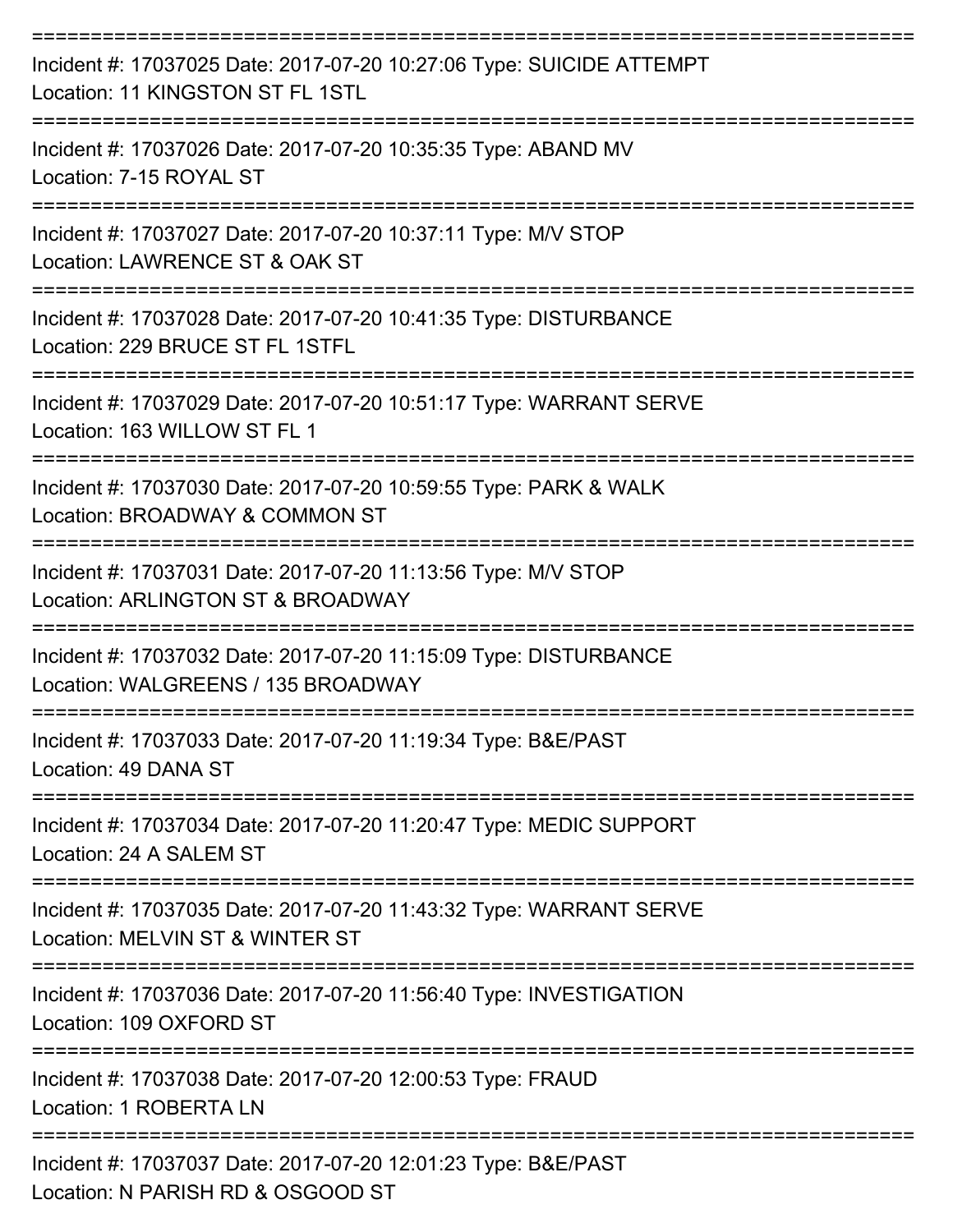===========================================================================
Incident #: 17037025 Date: 2017-07-20 10:27:06 Type: SUICIDE ATTEMPT
Location: 11 KINGSTON ST FL 1STL
===========================================================================
Incident #: 17037026 Date: 2017-07-20 10:35:35 Type: ABAND MV
Location: 7-15 ROYAL ST
===========================================================================
Incident #: 17037027 Date: 2017-07-20 10:37:11 Type: M/V STOP
Location: LAWRENCE ST & OAK ST
===========================================================================
Incident #: 17037028 Date: 2017-07-20 10:41:35 Type: DISTURBANCE
Location: 229 BRUCE ST FL 1STFL
===========================================================================
Incident #: 17037029 Date: 2017-07-20 10:51:17 Type: WARRANT SERVE
Location: 163 WILLOW ST FL 1
===========================================================================
Incident #: 17037030 Date: 2017-07-20 10:59:55 Type: PARK & WALK
Location: BROADWAY & COMMON ST
===========================================================================
Incident #: 17037031 Date: 2017-07-20 11:13:56 Type: M/V STOP
Location: ARLINGTON ST & BROADWAY
===========================================================================
Incident #: 17037032 Date: 2017-07-20 11:15:09 Type: DISTURBANCE
Location: WALGREENS / 135 BROADWAY
===========================================================================
Incident #: 17037033 Date: 2017-07-20 11:19:34 Type: B&E/PAST
Location: 49 DANA ST
===========================================================================
Incident #: 17037034 Date: 2017-07-20 11:20:47 Type: MEDIC SUPPORT
Location: 24 A SALEM ST
===========================================================================
Incident #: 17037035 Date: 2017-07-20 11:43:32 Type: WARRANT SERVE
Location: MELVIN ST & WINTER ST
===========================================================================
Incident #: 17037036 Date: 2017-07-20 11:56:40 Type: INVESTIGATION
Location: 109 OXFORD ST
===========================================================================
Incident #: 17037038 Date: 2017-07-20 12:00:53 Type: FRAUD
Location: 1 ROBERTA LN
===========================================================================
Incident #: 17037037 Date: 2017-07-20 12:01:23 Type: B&E/PAST
Location: N PARISH RD & OSGOOD ST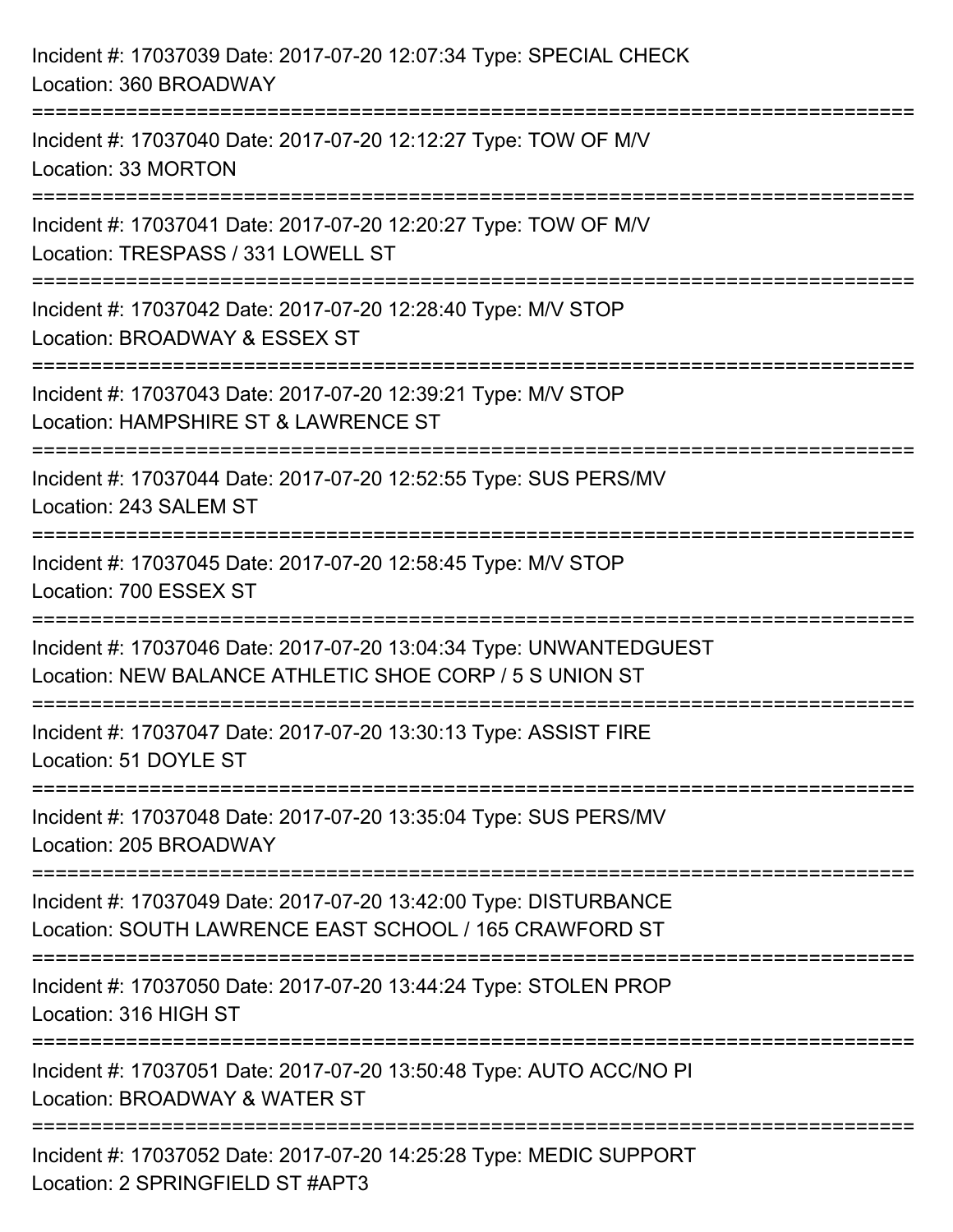Incident #: 17037039 Date: 2017-07-20 12:07:34 Type: SPECIAL CHECK
Location: 360 BROADWAY

===========================================================================

Incident #: 17037040 Date: 2017-07-20 12:12:27 Type: TOW OF M/V
Location: 33 MORTON

===========================================================================

Incident #: 17037041 Date: 2017-07-20 12:20:27 Type: TOW OF M/V
Location: TRESPASS / 331 LOWELL ST

===========================================================================

Incident #: 17037042 Date: 2017-07-20 12:28:40 Type: M/V STOP
Location: BROADWAY & ESSEX ST

===========================================================================

Incident #: 17037043 Date: 2017-07-20 12:39:21 Type: M/V STOP
Location: HAMPSHIRE ST & LAWRENCE ST

===========================================================================

Incident #: 17037044 Date: 2017-07-20 12:52:55 Type: SUS PERS/MV
Location: 243 SALEM ST

===========================================================================

Incident #: 17037045 Date: 2017-07-20 12:58:45 Type: M/V STOP
Location: 700 ESSEX ST

===========================================================================

Incident #: 17037046 Date: 2017-07-20 13:04:34 Type: UNWANTEDGUEST
Location: NEW BALANCE ATHLETIC SHOE CORP / 5 S UNION ST

===========================================================================

Incident #: 17037047 Date: 2017-07-20 13:30:13 Type: ASSIST FIRE
Location: 51 DOYLE ST

===========================================================================

Incident #: 17037048 Date: 2017-07-20 13:35:04 Type: SUS PERS/MV
Location: 205 BROADWAY

===========================================================================

Incident #: 17037049 Date: 2017-07-20 13:42:00 Type: DISTURBANCE
Location: SOUTH LAWRENCE EAST SCHOOL / 165 CRAWFORD ST

===========================================================================

Incident #: 17037050 Date: 2017-07-20 13:44:24 Type: STOLEN PROP
Location: 316 HIGH ST

===========================================================================

Incident #: 17037051 Date: 2017-07-20 13:50:48 Type: AUTO ACC/NO PI
Location: BROADWAY & WATER ST

===========================================================================

Incident #: 17037052 Date: 2017-07-20 14:25:28 Type: MEDIC SUPPORT
Location: 2 SPRINGFIELD ST #APT3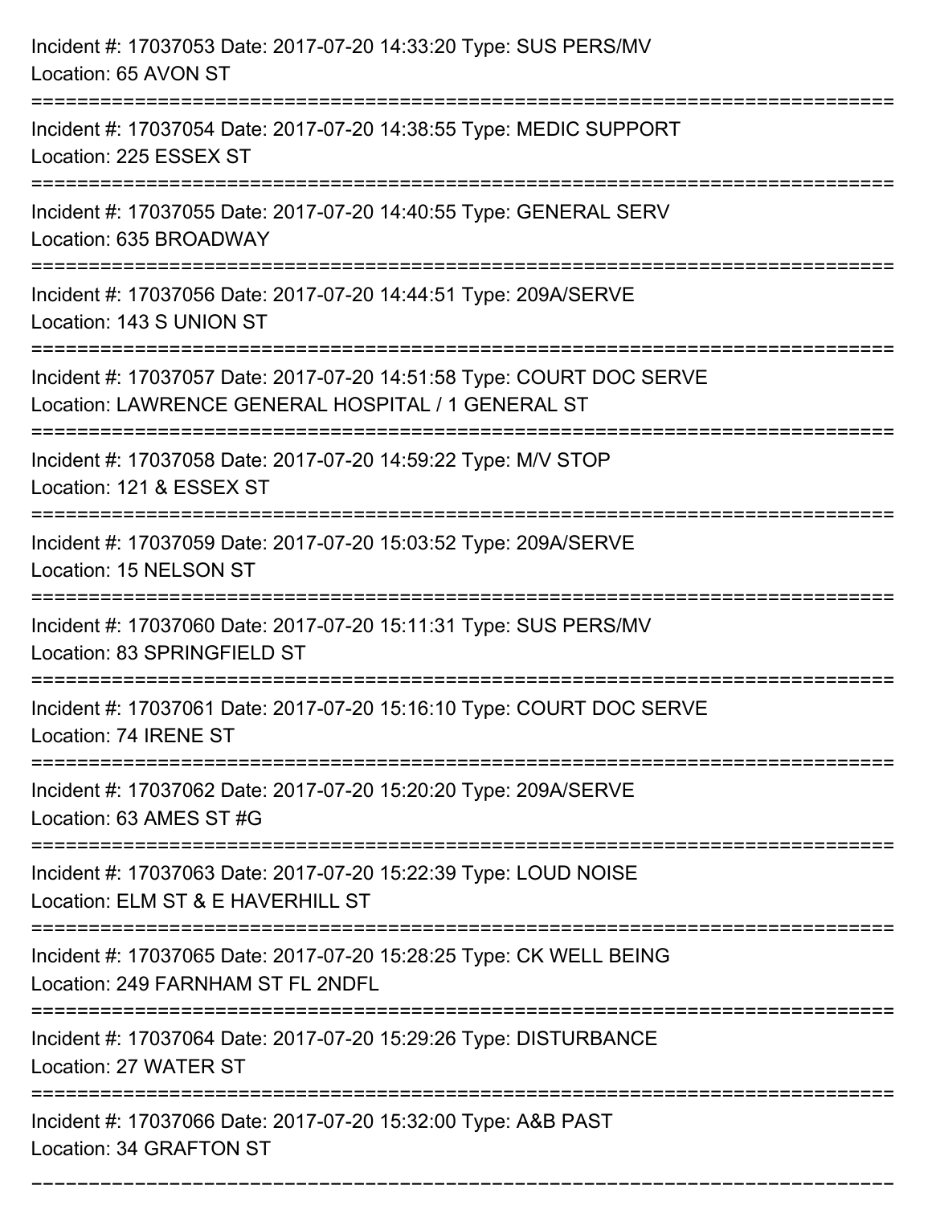Incident #: 17037053 Date: 2017-07-20 14:33:20 Type: SUS PERS/MV
Location: 65 AVON ST

===========================================================================

Incident #: 17037054 Date: 2017-07-20 14:38:55 Type: MEDIC SUPPORT
Location: 225 ESSEX ST

===========================================================================

Incident #: 17037055 Date: 2017-07-20 14:40:55 Type: GENERAL SERV
Location: 635 BROADWAY

===========================================================================

Incident #: 17037056 Date: 2017-07-20 14:44:51 Type: 209A/SERVE
Location: 143 S UNION ST

===========================================================================

Incident #: 17037057 Date: 2017-07-20 14:51:58 Type: COURT DOC SERVE
Location: LAWRENCE GENERAL HOSPITAL / 1 GENERAL ST

===========================================================================

Incident #: 17037058 Date: 2017-07-20 14:59:22 Type: M/V STOP
Location: 121 & ESSEX ST

===========================================================================

Incident #: 17037059 Date: 2017-07-20 15:03:52 Type: 209A/SERVE
Location: 15 NELSON ST

===========================================================================

Incident #: 17037060 Date: 2017-07-20 15:11:31 Type: SUS PERS/MV
Location: 83 SPRINGFIELD ST

===========================================================================

Incident #: 17037061 Date: 2017-07-20 15:16:10 Type: COURT DOC SERVE
Location: 74 IRENE ST

===========================================================================

Incident #: 17037062 Date: 2017-07-20 15:20:20 Type: 209A/SERVE
Location: 63 AMES ST #G

===========================================================================

Incident #: 17037063 Date: 2017-07-20 15:22:39 Type: LOUD NOISE
Location: ELM ST & E HAVERHILL ST

===========================================================================

Incident #: 17037065 Date: 2017-07-20 15:28:25 Type: CK WELL BEING
Location: 249 FARNHAM ST FL 2NDFL

===========================================================================

Incident #: 17037064 Date: 2017-07-20 15:29:26 Type: DISTURBANCE
Location: 27 WATER ST

===========================================================================

Incident #: 17037066 Date: 2017-07-20 15:32:00 Type: A&B PAST
Location: 34 GRAFTON ST

===========================================================================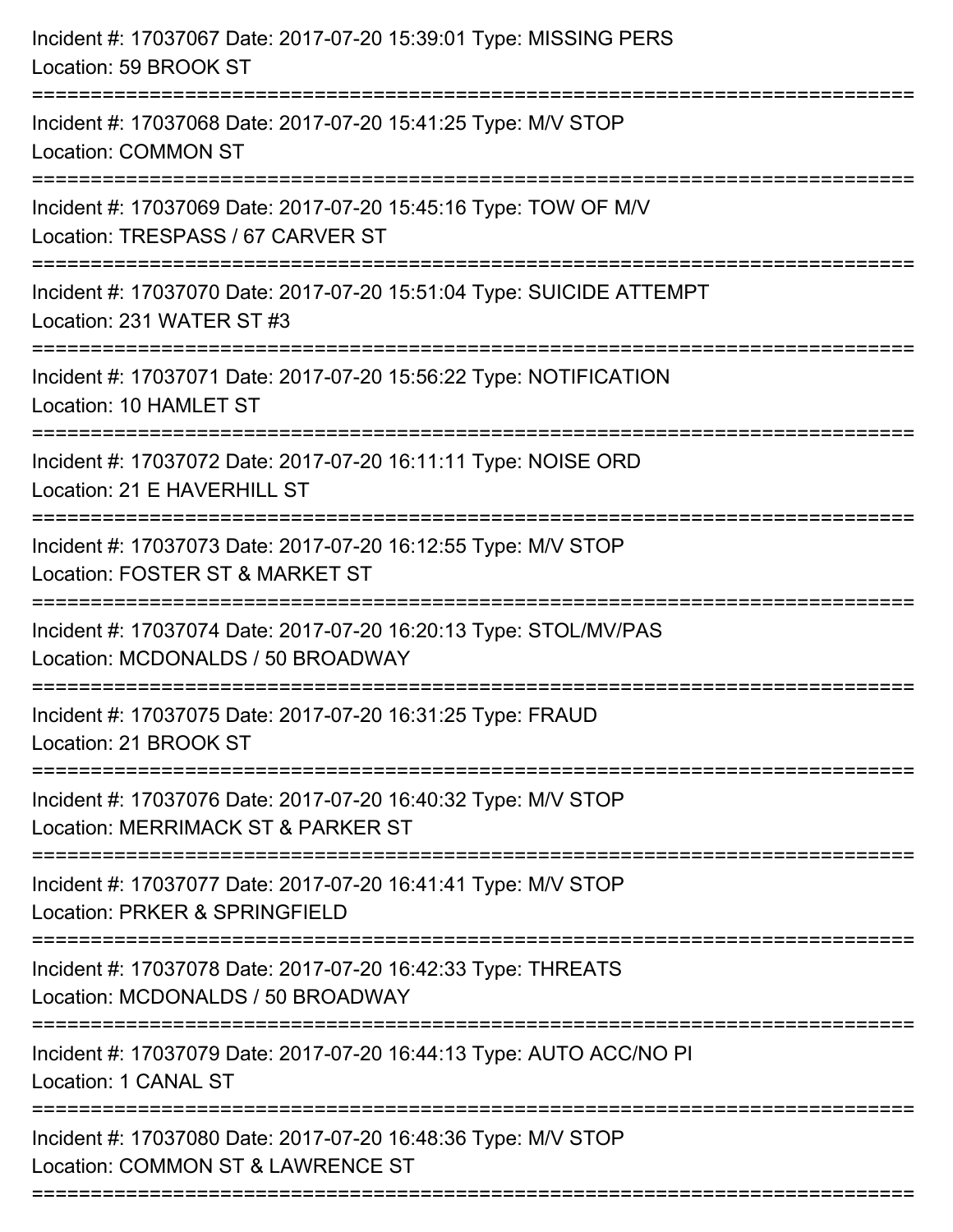Incident #: 17037067 Date: 2017-07-20 15:39:01 Type: MISSING PERS
Location: 59 BROOK ST

===========================================================================

Incident #: 17037068 Date: 2017-07-20 15:41:25 Type: M/V STOP
Location: COMMON ST

===========================================================================

Incident #: 17037069 Date: 2017-07-20 15:45:16 Type: TOW OF M/V
Location: TRESPASS / 67 CARVER ST

===========================================================================

Incident #: 17037070 Date: 2017-07-20 15:51:04 Type: SUICIDE ATTEMPT
Location: 231 WATER ST #3

===========================================================================

Incident #: 17037071 Date: 2017-07-20 15:56:22 Type: NOTIFICATION
Location: 10 HAMLET ST

===========================================================================

Incident #: 17037072 Date: 2017-07-20 16:11:11 Type: NOISE ORD
Location: 21 E HAVERHILL ST

===========================================================================

Incident #: 17037073 Date: 2017-07-20 16:12:55 Type: M/V STOP
Location: FOSTER ST & MARKET ST

===========================================================================

Incident #: 17037074 Date: 2017-07-20 16:20:13 Type: STOL/MV/PAS
Location: MCDONALDS / 50 BROADWAY

===========================================================================

Incident #: 17037075 Date: 2017-07-20 16:31:25 Type: FRAUD
Location: 21 BROOK ST

===========================================================================

Incident #: 17037076 Date: 2017-07-20 16:40:32 Type: M/V STOP
Location: MERRIMACK ST & PARKER ST

===========================================================================

Incident #: 17037077 Date: 2017-07-20 16:41:41 Type: M/V STOP
Location: PRKER & SPRINGFIELD

===========================================================================

Incident #: 17037078 Date: 2017-07-20 16:42:33 Type: THREATS
Location: MCDONALDS / 50 BROADWAY

===========================================================================

Incident #: 17037079 Date: 2017-07-20 16:44:13 Type: AUTO ACC/NO PI
Location: 1 CANAL ST

===========================================================================

Incident #: 17037080 Date: 2017-07-20 16:48:36 Type: M/V STOP
Location: COMMON ST & LAWRENCE ST

===========================================================================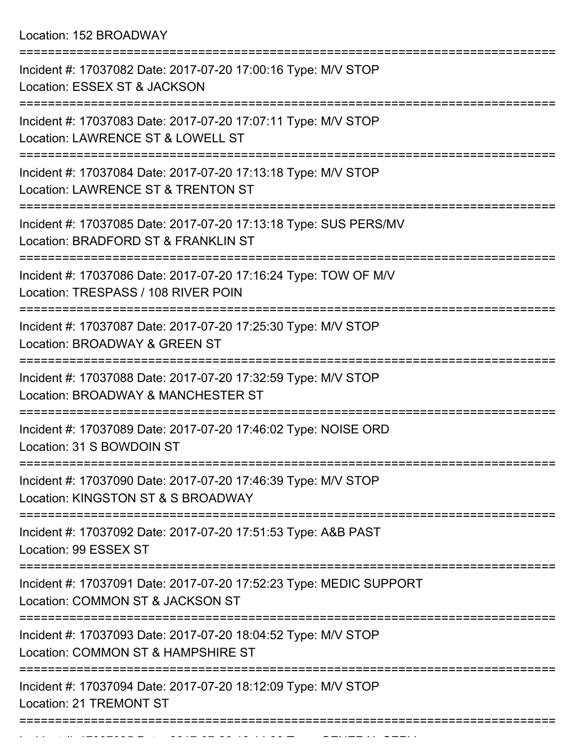Location: 152 BROADWAY

===========================================================================

Incident #: 17037082 Date: 2017-07-20 17:00:16 Type: M/V STOP

Location: ESSEX ST & JACKSON

===========================================================================

Incident #: 17037083 Date: 2017-07-20 17:07:11 Type: M/V STOP

Location: LAWRENCE ST & LOWELL ST

===========================================================================

Incident #: 17037084 Date: 2017-07-20 17:13:18 Type: M/V STOP

Location: LAWRENCE ST & TRENTON ST

===========================================================================

Incident #: 17037085 Date: 2017-07-20 17:13:18 Type: SUS PERS/MV

Location: BRADFORD ST & FRANKLIN ST

===========================================================================

Incident #: 17037086 Date: 2017-07-20 17:16:24 Type: TOW OF M/V

Location: TRESPASS / 108 RIVER POIN

===========================================================================

Incident #: 17037087 Date: 2017-07-20 17:25:30 Type: M/V STOP

Location: BROADWAY & GREEN ST

===========================================================================

Incident #: 17037088 Date: 2017-07-20 17:32:59 Type: M/V STOP

Location: BROADWAY & MANCHESTER ST

===========================================================================

Incident #: 17037089 Date: 2017-07-20 17:46:02 Type: NOISE ORD

Location: 31 S BOWDOIN ST

===========================================================================

Incident #: 17037090 Date: 2017-07-20 17:46:39 Type: M/V STOP

Location: KINGSTON ST & S BROADWAY

===========================================================================

Incident #: 17037092 Date: 2017-07-20 17:51:53 Type: A&B PAST

Location: 99 ESSEX ST

===========================================================================

Incident #: 17037091 Date: 2017-07-20 17:52:23 Type: MEDIC SUPPORT

Location: COMMON ST & JACKSON ST

===========================================================================

Incident #: 17037093 Date: 2017-07-20 18:04:52 Type: M/V STOP

Location: COMMON ST & HAMPSHIRE ST

===========================================================================

Incident #: 17037094 Date: 2017-07-20 18:12:09 Type: M/V STOP

Location: 21 TREMONT ST

===========================================================================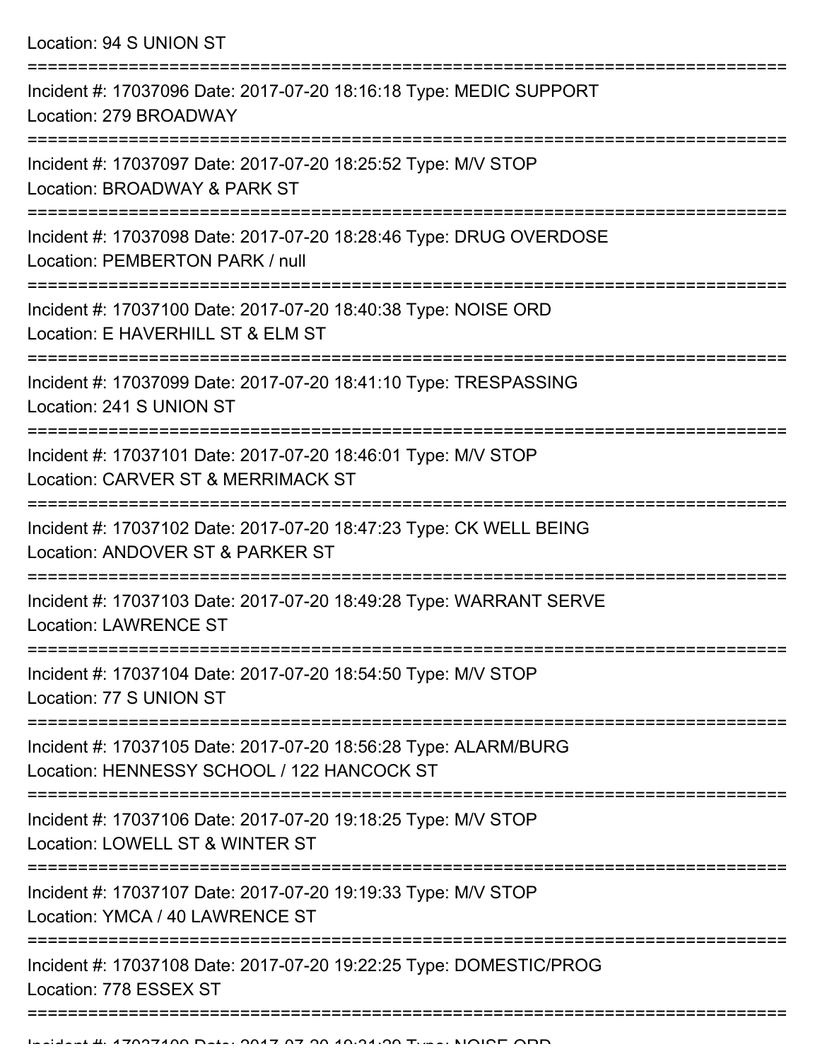Location: 94 S UNION ST

===========================================================================

Incident #: 17037096 Date: 2017-07-20 18:16:18 Type: MEDIC SUPPORT
Location: 279 BROADWAY

===========================================================================

Incident #: 17037097 Date: 2017-07-20 18:25:52 Type: M/V STOP
Location: BROADWAY & PARK ST

===========================================================================

Incident #: 17037098 Date: 2017-07-20 18:28:46 Type: DRUG OVERDOSE
Location: PEMBERTON PARK / null

===========================================================================

Incident #: 17037100 Date: 2017-07-20 18:40:38 Type: NOISE ORD
Location: E HAVERHILL ST & ELM ST

===========================================================================

Incident #: 17037099 Date: 2017-07-20 18:41:10 Type: TRESPASSING
Location: 241 S UNION ST

===========================================================================

Incident #: 17037101 Date: 2017-07-20 18:46:01 Type: M/V STOP
Location: CARVER ST & MERRIMACK ST

===========================================================================

Incident #: 17037102 Date: 2017-07-20 18:47:23 Type: CK WELL BEING
Location: ANDOVER ST & PARKER ST

===========================================================================

Incident #: 17037103 Date: 2017-07-20 18:49:28 Type: WARRANT SERVE
Location: LAWRENCE ST

===========================================================================

Incident #: 17037104 Date: 2017-07-20 18:54:50 Type: M/V STOP
Location: 77 S UNION ST

===========================================================================

Incident #: 17037105 Date: 2017-07-20 18:56:28 Type: ALARM/BURG
Location: HENNESSY SCHOOL / 122 HANCOCK ST

===========================================================================

Incident #: 17037106 Date: 2017-07-20 19:18:25 Type: M/V STOP
Location: LOWELL ST & WINTER ST

===========================================================================

Incident #: 17037107 Date: 2017-07-20 19:19:33 Type: M/V STOP
Location: YMCA / 40 LAWRENCE ST

===========================================================================

Incident #: 17037108 Date: 2017-07-20 19:22:25 Type: DOMESTIC/PROG
Location: 778 ESSEX ST

===========================================================================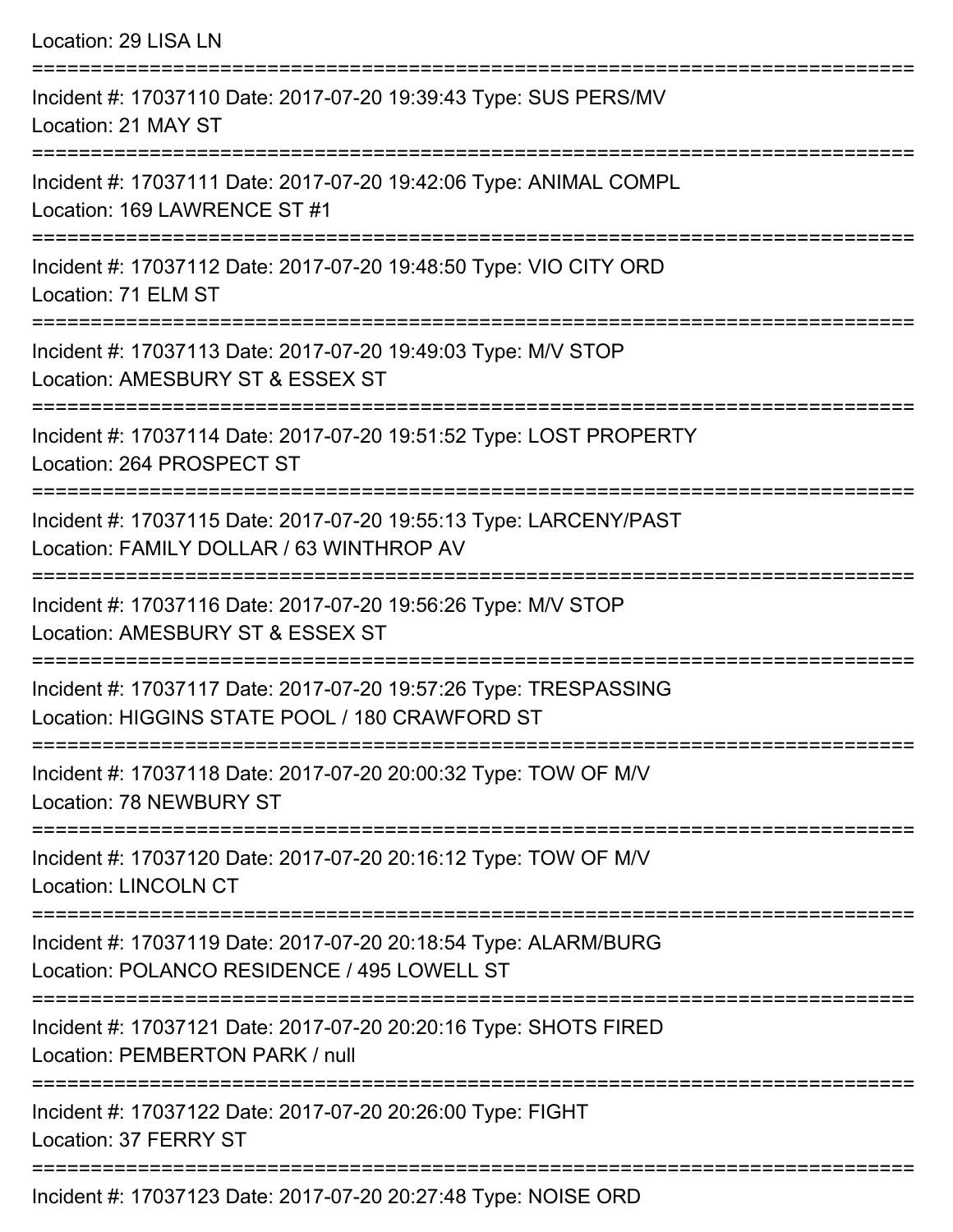Location: 29 LISA LN

===========================================================================

Incident #: 17037110 Date: 2017-07-20 19:39:43 Type: SUS PERS/MV
Location: 21 MAY ST

===========================================================================

Incident #: 17037111 Date: 2017-07-20 19:42:06 Type: ANIMAL COMPL
Location: 169 LAWRENCE ST #1

===========================================================================

Incident #: 17037112 Date: 2017-07-20 19:48:50 Type: VIO CITY ORD
Location: 71 ELM ST

===========================================================================

Incident #: 17037113 Date: 2017-07-20 19:49:03 Type: M/V STOP
Location: AMESBURY ST & ESSEX ST

===========================================================================

Incident #: 17037114 Date: 2017-07-20 19:51:52 Type: LOST PROPERTY
Location: 264 PROSPECT ST

===========================================================================

Incident #: 17037115 Date: 2017-07-20 19:55:13 Type: LARCENY/PAST
Location: FAMILY DOLLAR / 63 WINTHROP AV

===========================================================================

Incident #: 17037116 Date: 2017-07-20 19:56:26 Type: M/V STOP
Location: AMESBURY ST & ESSEX ST

===========================================================================

Incident #: 17037117 Date: 2017-07-20 19:57:26 Type: TRESPASSING
Location: HIGGINS STATE POOL / 180 CRAWFORD ST

===========================================================================

Incident #: 17037118 Date: 2017-07-20 20:00:32 Type: TOW OF M/V
Location: 78 NEWBURY ST

===========================================================================

Incident #: 17037120 Date: 2017-07-20 20:16:12 Type: TOW OF M/V
Location: LINCOLN CT

===========================================================================

Incident #: 17037119 Date: 2017-07-20 20:18:54 Type: ALARM/BURG
Location: POLANCO RESIDENCE / 495 LOWELL ST

===========================================================================

Incident #: 17037121 Date: 2017-07-20 20:20:16 Type: SHOTS FIRED
Location: PEMBERTON PARK / null

===========================================================================

Incident #: 17037122 Date: 2017-07-20 20:26:00 Type: FIGHT
Location: 37 FERRY ST

===========================================================================

Incident #: 17037123 Date: 2017-07-20 20:27:48 Type: NOISE ORD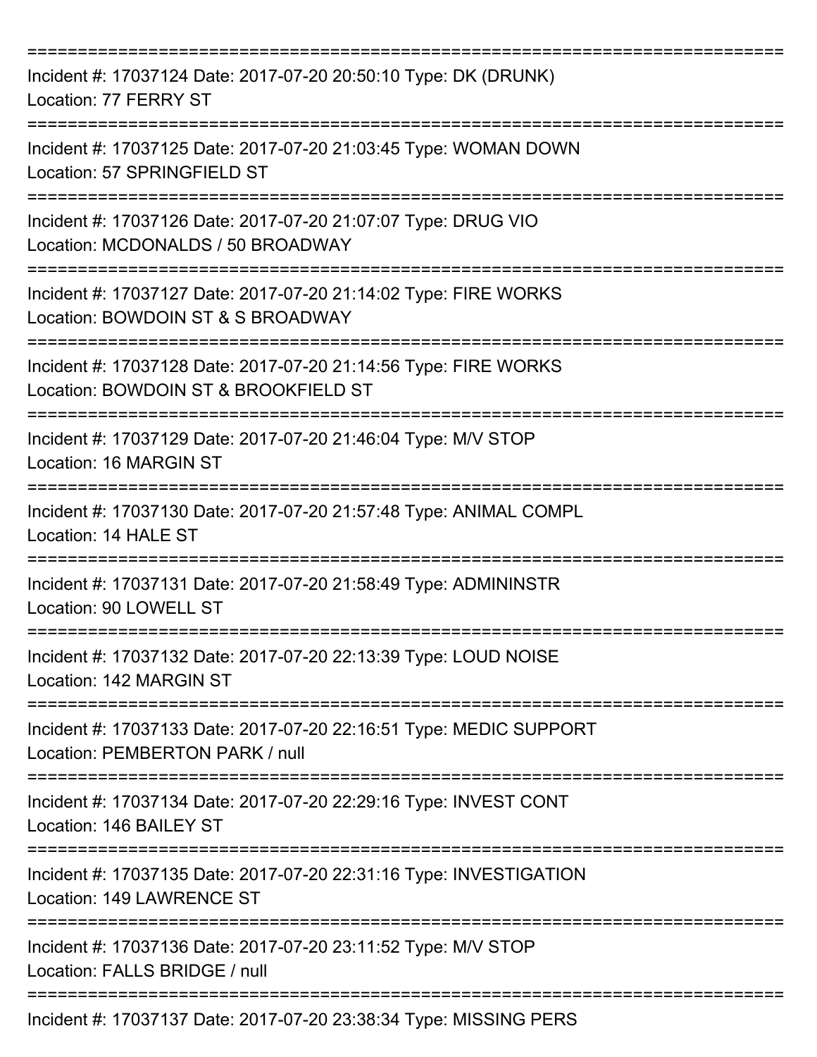===========================================================================
Incident #: 17037124 Date: 2017-07-20 20:50:10 Type: DK (DRUNK)
Location: 77 FERRY ST
===========================================================================
Incident #: 17037125 Date: 2017-07-20 21:03:45 Type: WOMAN DOWN
Location: 57 SPRINGFIELD ST
===========================================================================
Incident #: 17037126 Date: 2017-07-20 21:07:07 Type: DRUG VIO
Location: MCDONALDS / 50 BROADWAY
===========================================================================
Incident #: 17037127 Date: 2017-07-20 21:14:02 Type: FIRE WORKS
Location: BOWDOIN ST & S BROADWAY
===========================================================================
Incident #: 17037128 Date: 2017-07-20 21:14:56 Type: FIRE WORKS
Location: BOWDOIN ST & BROOKFIELD ST
===========================================================================
Incident #: 17037129 Date: 2017-07-20 21:46:04 Type: M/V STOP
Location: 16 MARGIN ST
===========================================================================
Incident #: 17037130 Date: 2017-07-20 21:57:48 Type: ANIMAL COMPL
Location: 14 HALE ST
===========================================================================
Incident #: 17037131 Date: 2017-07-20 21:58:49 Type: ADMININSTR
Location: 90 LOWELL ST
===========================================================================
Incident #: 17037132 Date: 2017-07-20 22:13:39 Type: LOUD NOISE
Location: 142 MARGIN ST
===========================================================================
Incident #: 17037133 Date: 2017-07-20 22:16:51 Type: MEDIC SUPPORT
Location: PEMBERTON PARK / null
===========================================================================
Incident #: 17037134 Date: 2017-07-20 22:29:16 Type: INVEST CONT
Location: 146 BAILEY ST
===========================================================================
Incident #: 17037135 Date: 2017-07-20 22:31:16 Type: INVESTIGATION
Location: 149 LAWRENCE ST
===========================================================================
Incident #: 17037136 Date: 2017-07-20 23:11:52 Type: M/V STOP
Location: FALLS BRIDGE / null
===========================================================================
Incident #: 17037137 Date: 2017-07-20 23:38:34 Type: MISSING PERS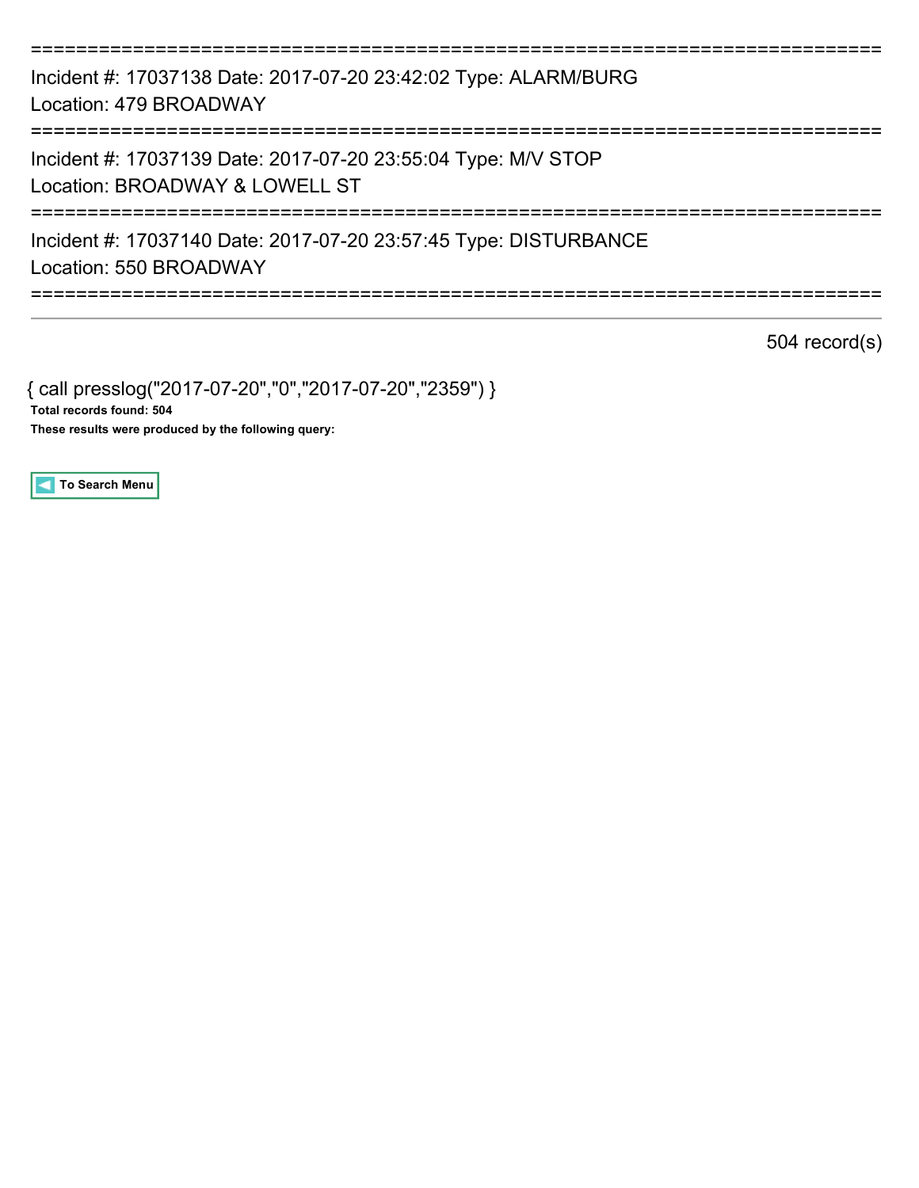===========================================================================

Incident #: 17037138 Date: 2017-07-20 23:42:02 Type: ALARM/BURG
Location: 479 BROADWAY

===========================================================================

Incident #: 17037139 Date: 2017-07-20 23:55:04 Type: M/V STOP
Location: BROADWAY & LOWELL ST

===========================================================================

Incident #: 17037140 Date: 2017-07-20 23:57:45 Type: DISTURBANCE
Location: 550 BROADWAY

===========================================================================

504 record(s)

{ call presslog("2017-07-20","0","2017-07-20","2359") }

**Total records found: 504**

**These results were produced by the following query:**

**To Search Menu**